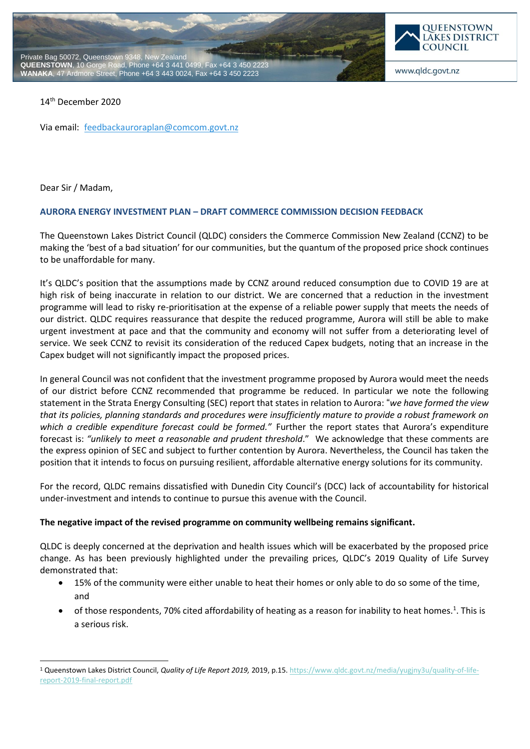Private Bag 50072, Queenstown 9348, New Zealand
**QUEENSTOWN**, 10 Gorge Road, Phone +64 3 441 0499, Fax +64 3 450 2223
**WANAKA**, 47 Ardmore Street, Phone +64 3 443 0024, Fax +64 3 450 2223

QUEENSTOWN LAKES DISTRICT COUNCIL

www.qldc.govt.nz

14th December 2020

Via email: feedbackauroraplan@comcom.govt.nz

Dear Sir / Madam,

**AURORA ENERGY INVESTMENT PLAN – DRAFT COMMERCE COMMISSION DECISION FEEDBACK**

The Queenstown Lakes District Council (QLDC) considers the Commerce Commission New Zealand (CCNZ) to be making the 'best of a bad situation' for our communities, but the quantum of the proposed price shock continues to be unaffordable for many.

It's QLDC's position that the assumptions made by CCNZ around reduced consumption due to COVID 19 are at high risk of being inaccurate in relation to our district. We are concerned that a reduction in the investment programme will lead to risky re-prioritisation at the expense of a reliable power supply that meets the needs of our district. QLDC requires reassurance that despite the reduced programme, Aurora will still be able to make urgent investment at pace and that the community and economy will not suffer from a deteriorating level of service. We seek CCNZ to revisit its consideration of the reduced Capex budgets, noting that an increase in the Capex budget will not significantly impact the proposed prices.

In general Council was not confident that the investment programme proposed by Aurora would meet the needs of our district before CCNZ recommended that programme be reduced. In particular we note the following statement in the Strata Energy Consulting (SEC) report that states in relation to Aurora: "*we have formed the view that its policies, planning standards and procedures were insufficiently mature to provide a robust framework on which a credible expenditure forecast could be formed."* Further the report states that Aurora's expenditure forecast is: *"unlikely to meet a reasonable and prudent threshold*." We acknowledge that these comments are the express opinion of SEC and subject to further contention by Aurora. Nevertheless, the Council has taken the position that it intends to focus on pursuing resilient, affordable alternative energy solutions for its community.

For the record, QLDC remains dissatisfied with Dunedin City Council's (DCC) lack of accountability for historical under-investment and intends to continue to pursue this avenue with the Council.

**The negative impact of the revised programme on community wellbeing remains significant.**

QLDC is deeply concerned at the deprivation and health issues which will be exacerbated by the proposed price change. As has been previously highlighted under the prevailing prices, QLDC's 2019 Quality of Life Survey demonstrated that:

- 15% of the community were either unable to heat their homes or only able to do so some of the time, and
- of those respondents, 70% cited affordability of heating as a reason for inability to heat homes.[1]. This is a serious risk.

---

[1] Queenstown Lakes District Council, *Quality of Life Report 2019,* 2019, p.15. https://www.qldc.govt.nz/media/yugjny3u/quality-of-life-report-2019-final-report.pdf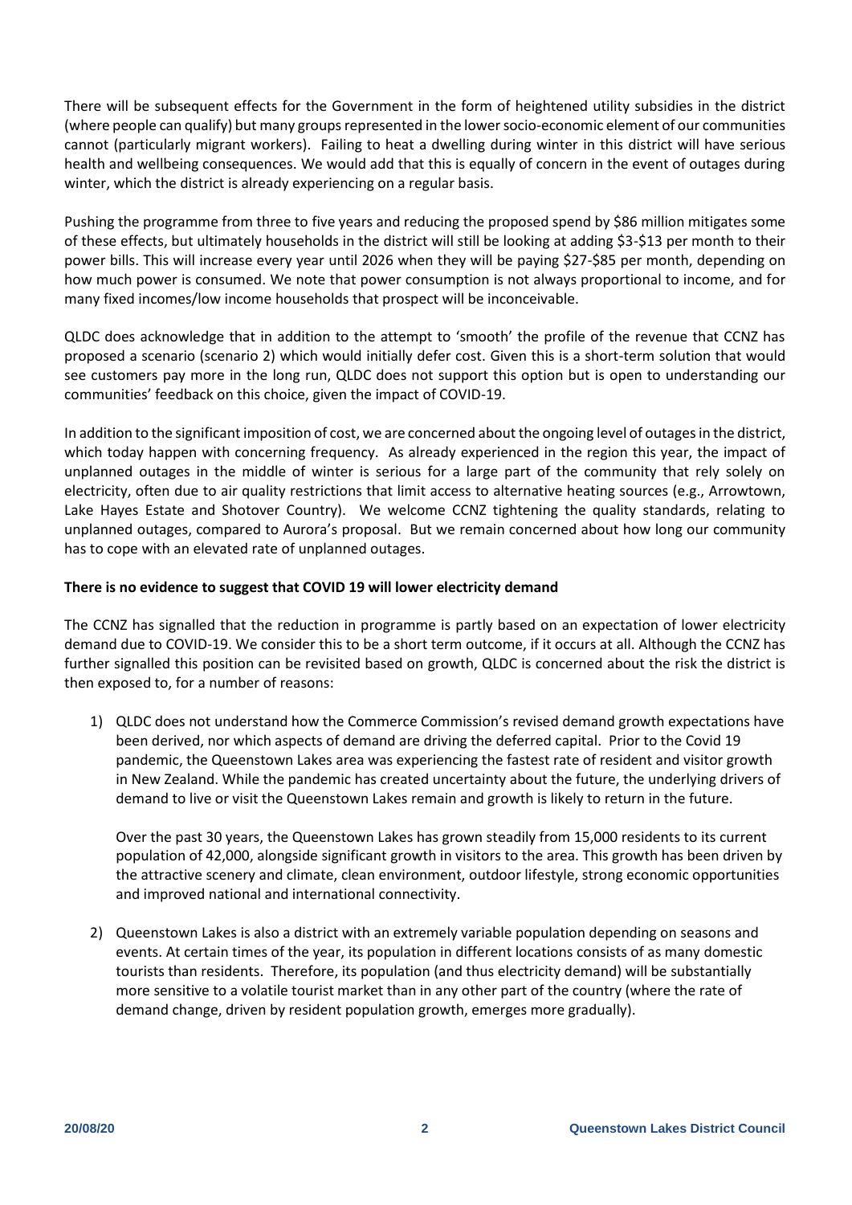There will be subsequent effects for the Government in the form of heightened utility subsidies in the district (where people can qualify) but many groups represented in the lower socio-economic element of our communities cannot (particularly migrant workers). Failing to heat a dwelling during winter in this district will have serious health and wellbeing consequences. We would add that this is equally of concern in the event of outages during winter, which the district is already experiencing on a regular basis.

Pushing the programme from three to five years and reducing the proposed spend by $86 million mitigates some of these effects, but ultimately households in the district will still be looking at adding $3-$13 per month to their power bills. This will increase every year until 2026 when they will be paying $27-$85 per month, depending on how much power is consumed. We note that power consumption is not always proportional to income, and for many fixed incomes/low income households that prospect will be inconceivable.

QLDC does acknowledge that in addition to the attempt to 'smooth' the profile of the revenue that CCNZ has proposed a scenario (scenario 2) which would initially defer cost. Given this is a short-term solution that would see customers pay more in the long run, QLDC does not support this option but is open to understanding our communities' feedback on this choice, given the impact of COVID-19.

In addition to the significant imposition of cost, we are concerned about the ongoing level of outages in the district, which today happen with concerning frequency. As already experienced in the region this year, the impact of unplanned outages in the middle of winter is serious for a large part of the community that rely solely on electricity, often due to air quality restrictions that limit access to alternative heating sources (e.g., Arrowtown, Lake Hayes Estate and Shotover Country). We welcome CCNZ tightening the quality standards, relating to unplanned outages, compared to Aurora's proposal. But we remain concerned about how long our community has to cope with an elevated rate of unplanned outages.

**There is no evidence to suggest that COVID 19 will lower electricity demand**

The CCNZ has signalled that the reduction in programme is partly based on an expectation of lower electricity demand due to COVID-19. We consider this to be a short term outcome, if it occurs at all. Although the CCNZ has further signalled this position can be revisited based on growth, QLDC is concerned about the risk the district is then exposed to, for a number of reasons:

1) QLDC does not understand how the Commerce Commission's revised demand growth expectations have been derived, nor which aspects of demand are driving the deferred capital. Prior to the Covid 19 pandemic, the Queenstown Lakes area was experiencing the fastest rate of resident and visitor growth in New Zealand. While the pandemic has created uncertainty about the future, the underlying drivers of demand to live or visit the Queenstown Lakes remain and growth is likely to return in the future.

   Over the past 30 years, the Queenstown Lakes has grown steadily from 15,000 residents to its current population of 42,000, alongside significant growth in visitors to the area. This growth has been driven by the attractive scenery and climate, clean environment, outdoor lifestyle, strong economic opportunities and improved national and international connectivity.

2) Queenstown Lakes is also a district with an extremely variable population depending on seasons and events. At certain times of the year, its population in different locations consists of as many domestic tourists than residents. Therefore, its population (and thus electricity demand) will be substantially more sensitive to a volatile tourist market than in any other part of the country (where the rate of demand change, driven by resident population growth, emerges more gradually).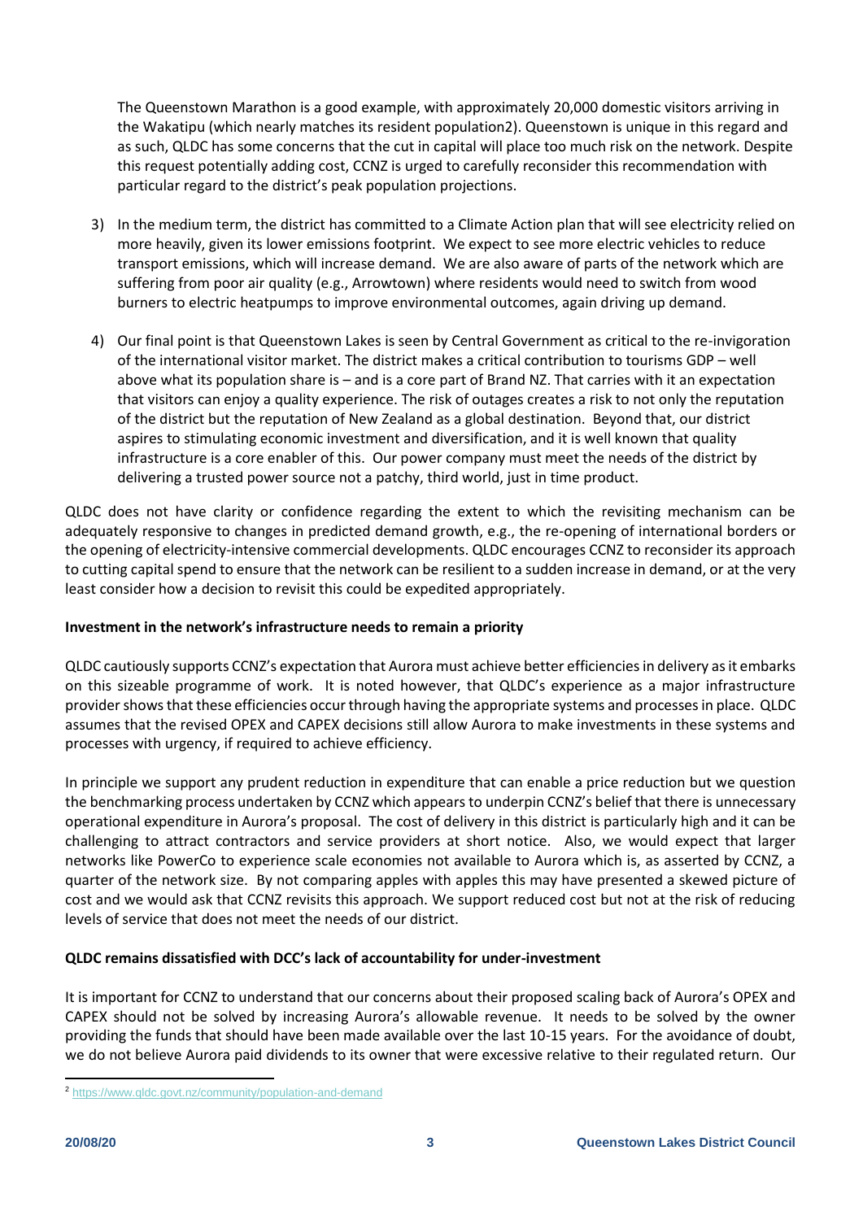The Queenstown Marathon is a good example, with approximately 20,000 domestic visitors arriving in the Wakatipu (which nearly matches its resident population[2]). Queenstown is unique in this regard and as such, QLDC has some concerns that the cut in capital will place too much risk on the network. Despite this request potentially adding cost, CCNZ is urged to carefully reconsider this recommendation with particular regard to the district's peak population projections.

3) In the medium term, the district has committed to a Climate Action plan that will see electricity relied on more heavily, given its lower emissions footprint. We expect to see more electric vehicles to reduce transport emissions, which will increase demand. We are also aware of parts of the network which are suffering from poor air quality (e.g., Arrowtown) where residents would need to switch from wood burners to electric heatpumps to improve environmental outcomes, again driving up demand.

4) Our final point is that Queenstown Lakes is seen by Central Government as critical to the re-invigoration of the international visitor market. The district makes a critical contribution to tourisms GDP – well above what its population share is – and is a core part of Brand NZ. That carries with it an expectation that visitors can enjoy a quality experience. The risk of outages creates a risk to not only the reputation of the district but the reputation of New Zealand as a global destination. Beyond that, our district aspires to stimulating economic investment and diversification, and it is well known that quality infrastructure is a core enabler of this. Our power company must meet the needs of the district by delivering a trusted power source not a patchy, third world, just in time product.

QLDC does not have clarity or confidence regarding the extent to which the revisiting mechanism can be adequately responsive to changes in predicted demand growth, e.g., the re-opening of international borders or the opening of electricity-intensive commercial developments. QLDC encourages CCNZ to reconsider its approach to cutting capital spend to ensure that the network can be resilient to a sudden increase in demand, or at the very least consider how a decision to revisit this could be expedited appropriately.

**Investment in the network's infrastructure needs to remain a priority**

QLDC cautiously supports CCNZ's expectation that Aurora must achieve better efficiencies in delivery as it embarks on this sizeable programme of work. It is noted however, that QLDC's experience as a major infrastructure provider shows that these efficiencies occur through having the appropriate systems and processes in place. QLDC assumes that the revised OPEX and CAPEX decisions still allow Aurora to make investments in these systems and processes with urgency, if required to achieve efficiency.

In principle we support any prudent reduction in expenditure that can enable a price reduction but we question the benchmarking process undertaken by CCNZ which appears to underpin CCNZ's belief that there is unnecessary operational expenditure in Aurora's proposal. The cost of delivery in this district is particularly high and it can be challenging to attract contractors and service providers at short notice. Also, we would expect that larger networks like PowerCo to experience scale economies not available to Aurora which is, as asserted by CCNZ, a quarter of the network size. By not comparing apples with apples this may have presented a skewed picture of cost and we would ask that CCNZ revisits this approach. We support reduced cost but not at the risk of reducing levels of service that does not meet the needs of our district.

**QLDC remains dissatisfied with DCC's lack of accountability for under-investment**

It is important for CCNZ to understand that our concerns about their proposed scaling back of Aurora's OPEX and CAPEX should not be solved by increasing Aurora's allowable revenue. It needs to be solved by the owner providing the funds that should have been made available over the last 10-15 years. For the avoidance of doubt, we do not believe Aurora paid dividends to its owner that were excessive relative to their regulated return. Our

[2] https://www.qldc.govt.nz/community/population-and-demand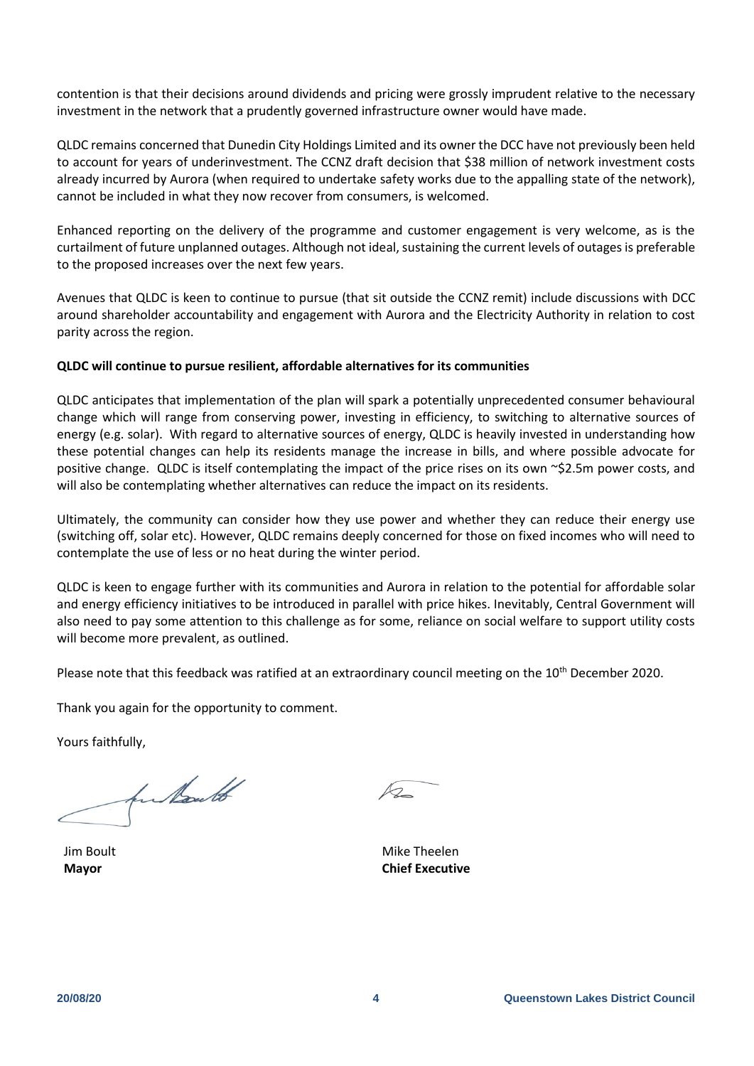contention is that their decisions around dividends and pricing were grossly imprudent relative to the necessary investment in the network that a prudently governed infrastructure owner would have made.

QLDC remains concerned that Dunedin City Holdings Limited and its owner the DCC have not previously been held to account for years of underinvestment. The CCNZ draft decision that $38 million of network investment costs already incurred by Aurora (when required to undertake safety works due to the appalling state of the network), cannot be included in what they now recover from consumers, is welcomed.

Enhanced reporting on the delivery of the programme and customer engagement is very welcome, as is the curtailment of future unplanned outages. Although not ideal, sustaining the current levels of outages is preferable to the proposed increases over the next few years.

Avenues that QLDC is keen to continue to pursue (that sit outside the CCNZ remit) include discussions with DCC around shareholder accountability and engagement with Aurora and the Electricity Authority in relation to cost parity across the region.

**QLDC will continue to pursue resilient, affordable alternatives for its communities**

QLDC anticipates that implementation of the plan will spark a potentially unprecedented consumer behavioural change which will range from conserving power, investing in efficiency, to switching to alternative sources of energy (e.g. solar). With regard to alternative sources of energy, QLDC is heavily invested in understanding how these potential changes can help its residents manage the increase in bills, and where possible advocate for positive change. QLDC is itself contemplating the impact of the price rises on its own ~$2.5m power costs, and will also be contemplating whether alternatives can reduce the impact on its residents.

Ultimately, the community can consider how they use power and whether they can reduce their energy use (switching off, solar etc). However, QLDC remains deeply concerned for those on fixed incomes who will need to contemplate the use of less or no heat during the winter period.

QLDC is keen to engage further with its communities and Aurora in relation to the potential for affordable solar and energy efficiency initiatives to be introduced in parallel with price hikes. Inevitably, Central Government will also need to pay some attention to this challenge as for some, reliance on social welfare to support utility costs will become more prevalent, as outlined.

Please note that this feedback was ratified at an extraordinary council meeting on the 10th December 2020.

Thank you again for the opportunity to comment.

Yours faithfully,

Jim Boult
**Mayor**

Mike Theelen
**Chief Executive**